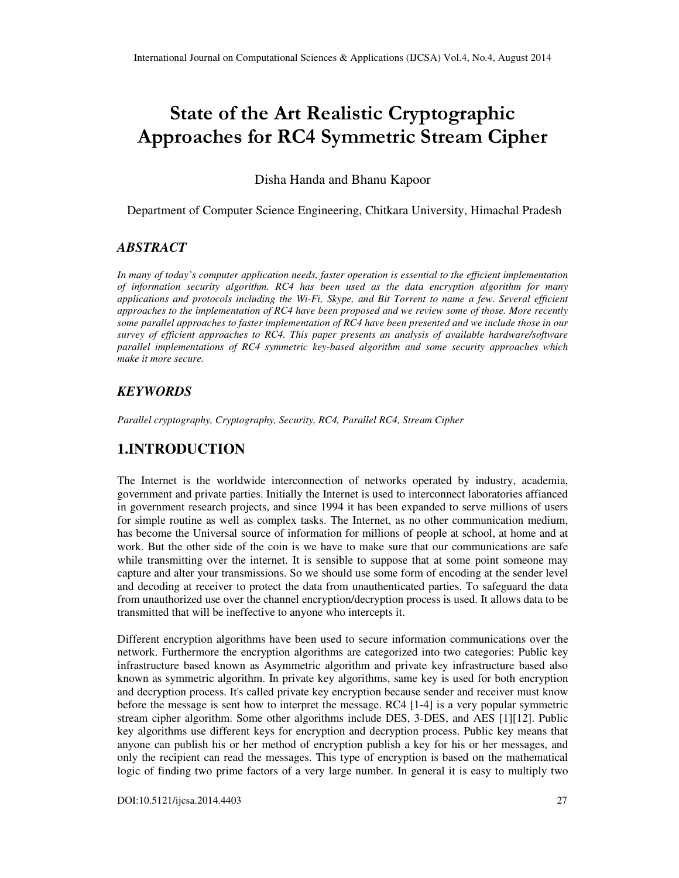# State of the Art Realistic Cryptographic Approaches for RC4 Symmetric Stream Cipher

Disha Handa and Bhanu Kapoor

Department of Computer Science Engineering, Chitkara University, Himachal Pradesh

## *ABSTRACT*

*In many of today's computer application needs, faster operation is essential to the efficient implementation of information security algorithm. RC4 has been used as the data encryption algorithm for many applications and protocols including the Wi-Fi, Skype, and Bit Torrent to name a few. Several efficient approaches to the implementation of RC4 have been proposed and we review some of those. More recently some parallel approaches to faster implementation of RC4 have been presented and we include those in our survey of efficient approaches to RC4. This paper presents an analysis of available hardware/software parallel implementations of RC4 symmetric key-based algorithm and some security approaches which make it more secure.*

## *KEYWORDS*

*Parallel cryptography, Cryptography, Security, RC4, Parallel RC4, Stream Cipher*

## 1.INTRODUCTION

The Internet is the worldwide interconnection of networks operated by industry, academia, government and private parties. Initially the Internet is used to interconnect laboratories affianced in government research projects, and since 1994 it has been expanded to serve millions of users for simple routine as well as complex tasks. The Internet, as no other communication medium, has become the Universal source of information for millions of people at school, at home and at work. But the other side of the coin is we have to make sure that our communications are safe while transmitting over the internet. It is sensible to suppose that at some point someone may capture and alter your transmissions. So we should use some form of encoding at the sender level and decoding at receiver to protect the data from unauthenticated parties. To safeguard the data from unauthorized use over the channel encryption/decryption process is used. It allows data to be transmitted that will be ineffective to anyone who intercepts it.

Different encryption algorithms have been used to secure information communications over the network. Furthermore the encryption algorithms are categorized into two categories: Public key infrastructure based known as Asymmetric algorithm and private key infrastructure based also known as symmetric algorithm. In private key algorithms, same key is used for both encryption and decryption process. It's called private key encryption because sender and receiver must know before the message is sent how to interpret the message. RC4 [1-4] is a very popular symmetric stream cipher algorithm. Some other algorithms include DES, 3-DES, and AES [1][12]. Public key algorithms use different keys for encryption and decryption process. Public key means that anyone can publish his or her method of encryption publish a key for his or her messages, and only the recipient can read the messages. This type of encryption is based on the mathematical logic of finding two prime factors of a very large number. In general it is easy to multiply two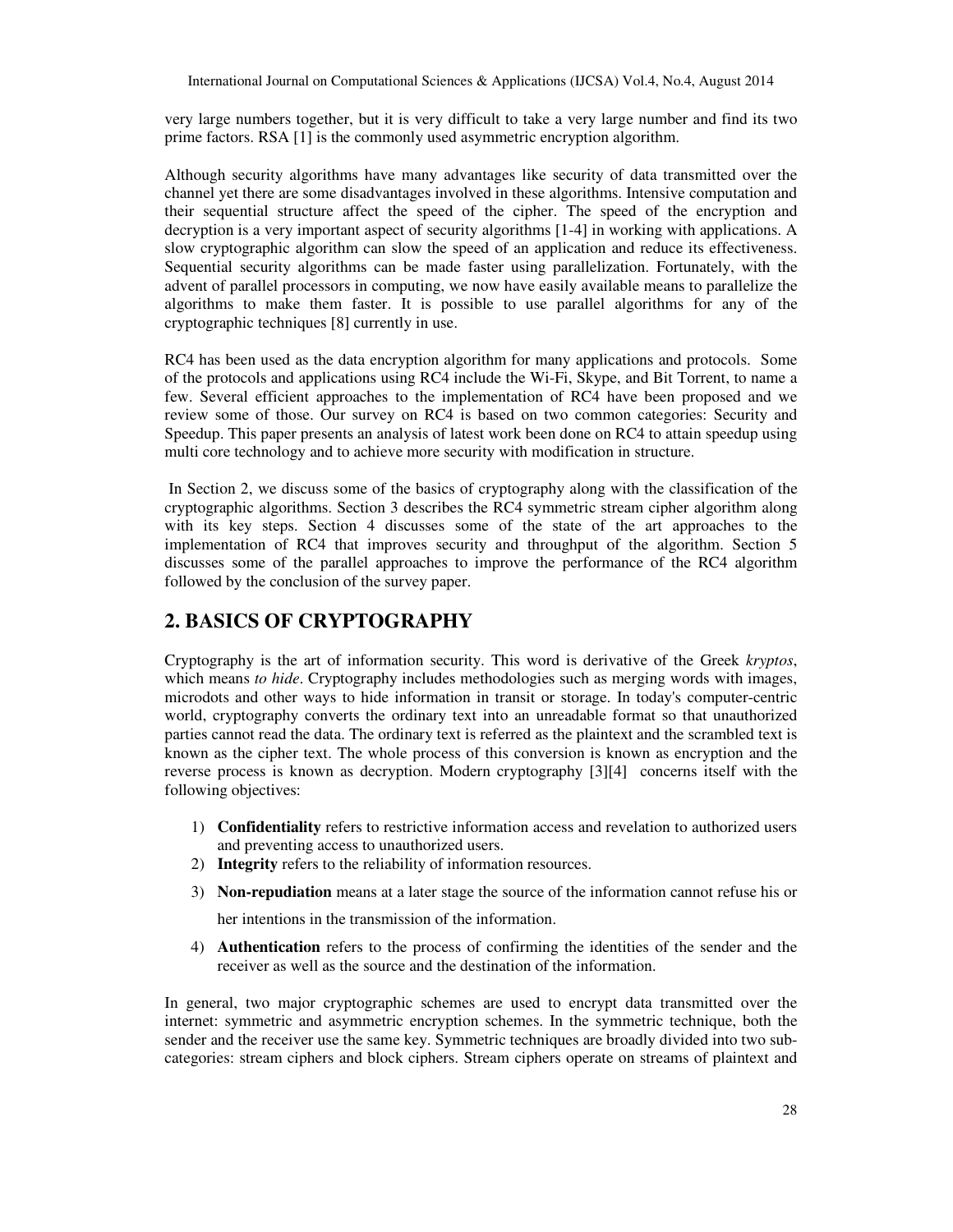very large numbers together, but it is very difficult to take a very large number and find its two prime factors. RSA [1] is the commonly used asymmetric encryption algorithm.

Although security algorithms have many advantages like security of data transmitted over the channel yet there are some disadvantages involved in these algorithms. Intensive computation and their sequential structure affect the speed of the cipher. The speed of the encryption and decryption is a very important aspect of security algorithms [1-4] in working with applications. A slow cryptographic algorithm can slow the speed of an application and reduce its effectiveness. Sequential security algorithms can be made faster using parallelization. Fortunately, with the advent of parallel processors in computing, we now have easily available means to parallelize the algorithms to make them faster. It is possible to use parallel algorithms for any of the cryptographic techniques [8] currently in use.

RC4 has been used as the data encryption algorithm for many applications and protocols. Some of the protocols and applications using RC4 include the Wi-Fi, Skype, and Bit Torrent, to name a few. Several efficient approaches to the implementation of RC4 have been proposed and we review some of those. Our survey on RC4 is based on two common categories: Security and Speedup. This paper presents an analysis of latest work been done on RC4 to attain speedup using multi core technology and to achieve more security with modification in structure.

In Section 2, we discuss some of the basics of cryptography along with the classification of the cryptographic algorithms. Section 3 describes the RC4 symmetric stream cipher algorithm along with its key steps. Section 4 discusses some of the state of the art approaches to the implementation of RC4 that improves security and throughput of the algorithm. Section 5 discusses some of the parallel approaches to improve the performance of the RC4 algorithm followed by the conclusion of the survey paper.

## 2. BASICS OF CRYPTOGRAPHY

Cryptography is the art of information security. This word is derivative of the Greek *kryptos*, which means *to hide*. Cryptography includes methodologies such as merging words with images, microdots and other ways to hide information in transit or storage. In today's computer-centric world, cryptography converts the ordinary text into an unreadable format so that unauthorized parties cannot read the data. The ordinary text is referred as the plaintext and the scrambled text is known as the cipher text. The whole process of this conversion is known as encryption and the reverse process is known as decryption. Modern cryptography [3][4] concerns itself with the following objectives:

1) **Confidentiality** refers to restrictive information access and revelation to authorized users and preventing access to unauthorized users.
2) **Integrity** refers to the reliability of information resources.
3) **Non-repudiation** means at a later stage the source of the information cannot refuse his or her intentions in the transmission of the information.
4) **Authentication** refers to the process of confirming the identities of the sender and the receiver as well as the source and the destination of the information.

In general, two major cryptographic schemes are used to encrypt data transmitted over the internet: symmetric and asymmetric encryption schemes. In the symmetric technique, both the sender and the receiver use the same key. Symmetric techniques are broadly divided into two sub-categories: stream ciphers and block ciphers. Stream ciphers operate on streams of plaintext and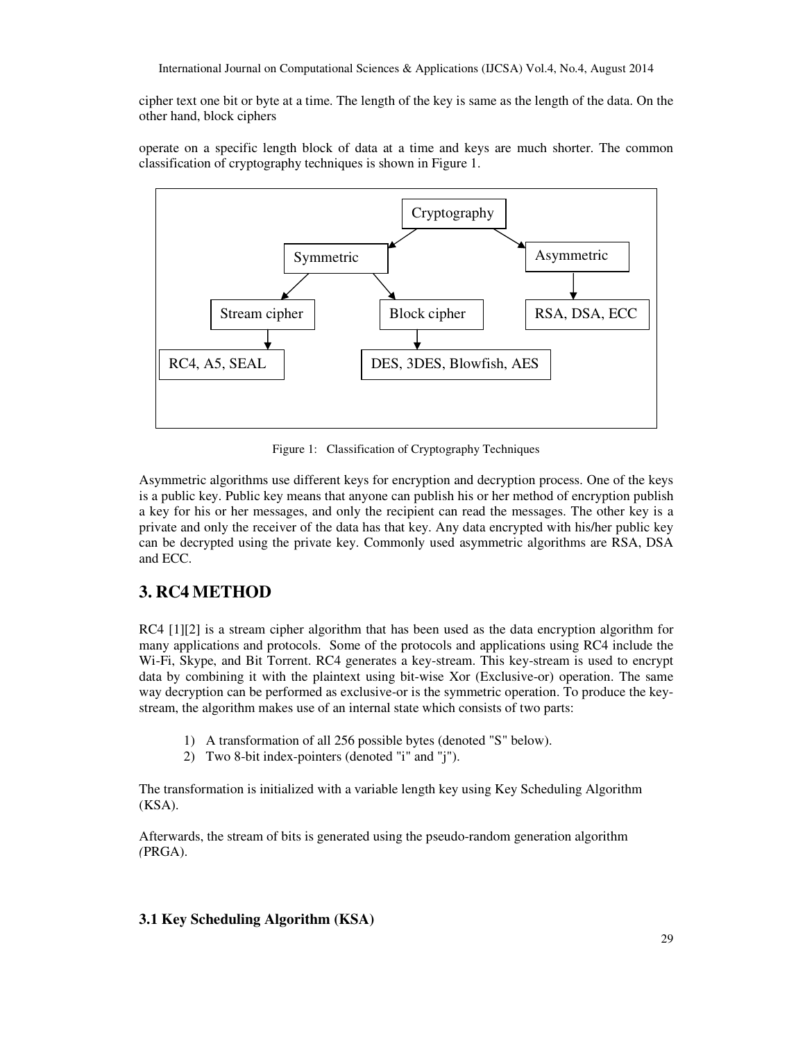cipher text one bit or byte at a time. The length of the key is same as the length of the data. On the other hand, block ciphers

operate on a specific length block of data at a time and keys are much shorter. The common classification of cryptography techniques is shown in Figure 1.

- Cryptography
  - Symmetric
    - Stream cipher
      - RC4, A5, SEAL
    - Block cipher
      - DES, 3DES, Blowfish, AES
  - Asymmetric
    - RSA, DSA, ECC

Figure 1: Classification of Cryptography Techniques

Asymmetric algorithms use different keys for encryption and decryption process. One of the keys is a public key. Public key means that anyone can publish his or her method of encryption publish a key for his or her messages, and only the recipient can read the messages. The other key is a private and only the receiver of the data has that key. Any data encrypted with his/her public key can be decrypted using the private key. Commonly used asymmetric algorithms are RSA, DSA and ECC.

## 3. RC4 METHOD

RC4 [1][2] is a stream cipher algorithm that has been used as the data encryption algorithm for many applications and protocols. Some of the protocols and applications using RC4 include the Wi-Fi, Skype, and Bit Torrent. RC4 generates a key-stream. This key-stream is used to encrypt data by combining it with the plaintext using bit-wise Xor (Exclusive-or) operation. The same way decryption can be performed as exclusive-or is the symmetric operation. To produce the key-stream, the algorithm makes use of an internal state which consists of two parts:

1) A transformation of all 256 possible bytes (denoted "S" below).
2) Two 8-bit index-pointers (denoted "i" and "j").

The transformation is initialized with a variable length key using Key Scheduling Algorithm (KSA).

Afterwards, the stream of bits is generated using the pseudo-random generation algorithm (PRGA).

### 3.1 Key Scheduling Algorithm (KSA)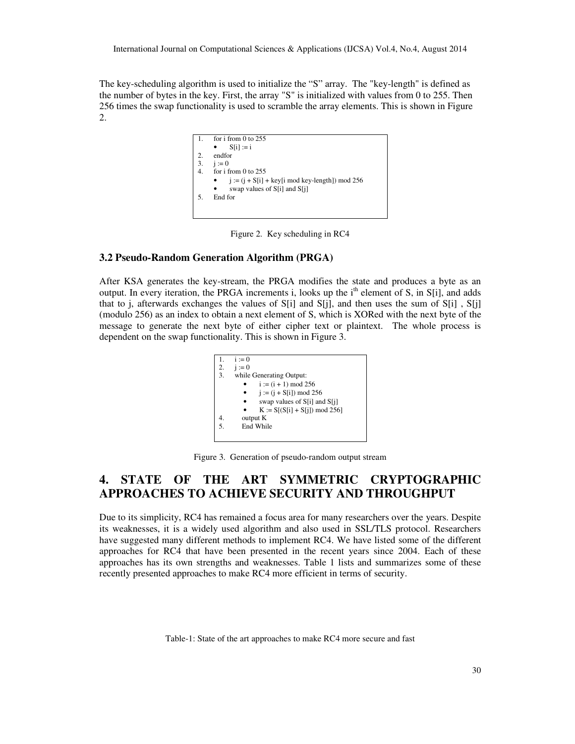The key-scheduling algorithm is used to initialize the "S" array. The "key-length" is defined as the number of bytes in the key. First, the array "S" is initialized with values from 0 to 255. Then 256 times the swap functionality is used to scramble the array elements. This is shown in Figure 2.

```
1.   for i from 0 to 255
     •   S[i] := i
2.   endfor
3.   j := 0
4.   for i from 0 to 255
     •   j := (j + S[i] + key[i mod key-length]) mod 256
     •   swap values of S[i] and S[j]
5.   End for
```

Figure 2. Key scheduling in RC4

### 3.2 Pseudo-Random Generation Algorithm (PRGA)

After KSA generates the key-stream, the PRGA modifies the state and produces a byte as an output. In every iteration, the PRGA increments i, looks up the i[th] element of S, in S[i], and adds that to j, afterwards exchanges the values of S[i] and S[j], and then uses the sum of S[i] , S[j] (modulo 256) as an index to obtain a next element of S, which is XORed with the next byte of the message to generate the next byte of either cipher text or plaintext. The whole process is dependent on the swap functionality. This is shown in Figure 3.

```
1.   i := 0
2.   j := 0
3.   while Generating Output:
         •   i := (i + 1) mod 256
         •   j := (j + S[i]) mod 256
         •   swap values of S[i] and S[j]
         •   K := S[(S[i] + S[j]) mod 256]
4.       output K
5.       End While
```

Figure 3. Generation of pseudo-random output stream

## 4. STATE OF THE ART SYMMETRIC CRYPTOGRAPHIC APPROACHES TO ACHIEVE SECURITY AND THROUGHPUT

Due to its simplicity, RC4 has remained a focus area for many researchers over the years. Despite its weaknesses, it is a widely used algorithm and also used in SSL/TLS protocol. Researchers have suggested many different methods to implement RC4. We have listed some of the different approaches for RC4 that have been presented in the recent years since 2004. Each of these approaches has its own strengths and weaknesses. Table 1 lists and summarizes some of these recently presented approaches to make RC4 more efficient in terms of security.

Table-1: State of the art approaches to make RC4 more secure and fast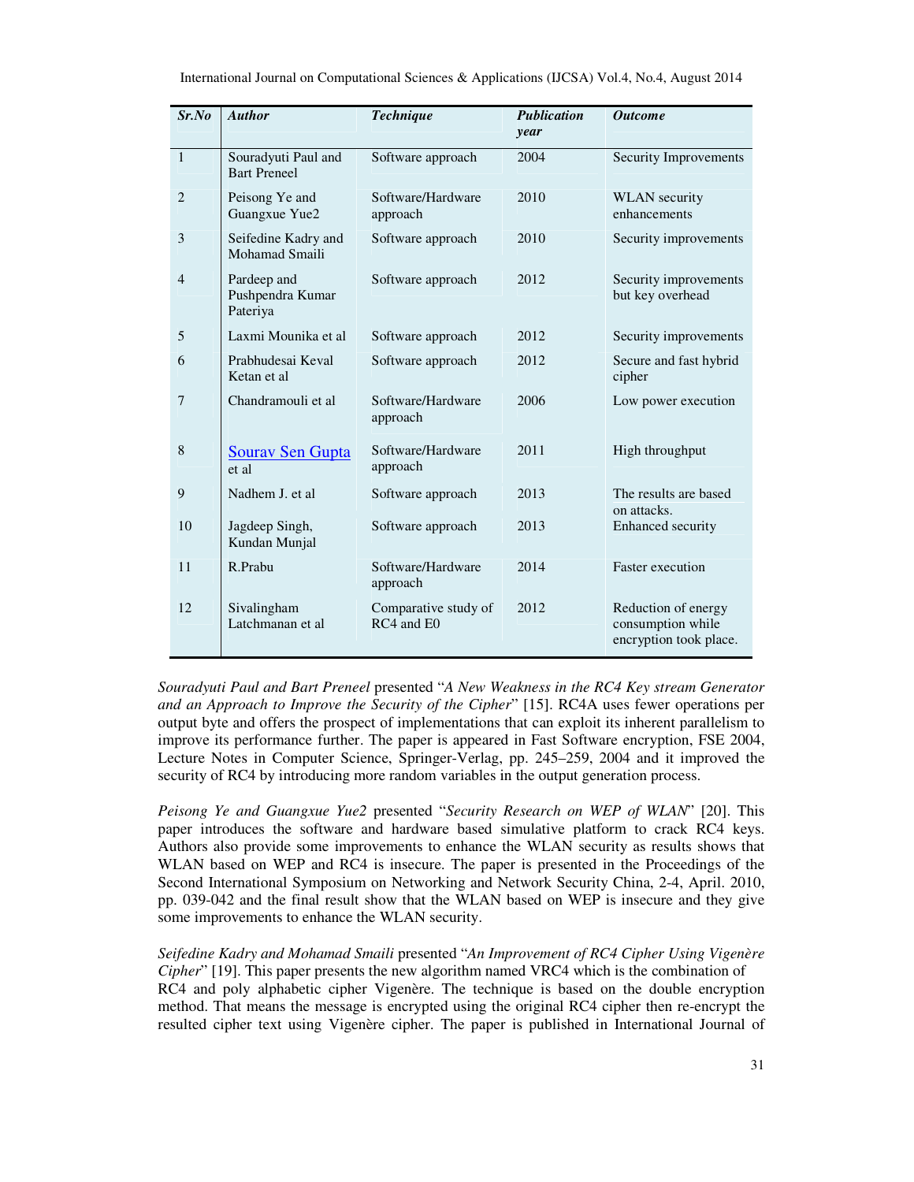| *Sr.No* | *Author* | *Technique* | *Publication year* | *Outcome* |
|---|---|---|---|---|
| 1 | Souradyuti Paul and Bart Preneel | Software approach | 2004 | Security Improvements |
| 2 | Peisong Ye and Guangxue Yue2 | Software/Hardware approach | 2010 | WLAN security enhancements |
| 3 | Seifedine Kadry and Mohamad Smaili | Software approach | 2010 | Security improvements |
| 4 | Pardeep and Pushpendra Kumar Pateriya | Software approach | 2012 | Security improvements but key overhead |
| 5 | Laxmi Mounika et al | Software approach | 2012 | Security improvements |
| 6 | Prabhudesai Keval Ketan et al | Software approach | 2012 | Secure and fast hybrid cipher |
| 7 | Chandramouli et al | Software/Hardware approach | 2006 | Low power execution |
| 8 | Sourav Sen Gupta et al | Software/Hardware approach | 2011 | High throughput |
| 9 | Nadhem J. et al | Software approach | 2013 | The results are based on attacks. |
| 10 | Jagdeep Singh, Kundan Munjal | Software approach | 2013 | Enhanced security |
| 11 | R.Prabu | Software/Hardware approach | 2014 | Faster execution |
| 12 | Sivalingham Latchmanan et al | Comparative study of RC4 and E0 | 2012 | Reduction of energy consumption while encryption took place. |

*Souradyuti Paul and Bart Preneel* presented "*A New Weakness in the RC4 Key stream Generator and an Approach to Improve the Security of the Cipher*" [15]. RC4A uses fewer operations per output byte and offers the prospect of implementations that can exploit its inherent parallelism to improve its performance further. The paper is appeared in Fast Software encryption, FSE 2004, Lecture Notes in Computer Science, Springer-Verlag, pp. 245–259, 2004 and it improved the security of RC4 by introducing more random variables in the output generation process.

*Peisong Ye and Guangxue Yue2* presented "*Security Research on WEP of WLAN*" [20]. This paper introduces the software and hardware based simulative platform to crack RC4 keys. Authors also provide some improvements to enhance the WLAN security as results shows that WLAN based on WEP and RC4 is insecure. The paper is presented in the Proceedings of the Second International Symposium on Networking and Network Security China, 2-4, April. 2010, pp. 039-042 and the final result show that the WLAN based on WEP is insecure and they give some improvements to enhance the WLAN security.

*Seifedine Kadry and Mohamad Smaili* presented "*An Improvement of RC4 Cipher Using Vigenère Cipher*" [19]. This paper presents the new algorithm named VRC4 which is the combination of RC4 and poly alphabetic cipher Vigenère. The technique is based on the double encryption method. That means the message is encrypted using the original RC4 cipher then re-encrypt the resulted cipher text using Vigenère cipher. The paper is published in International Journal of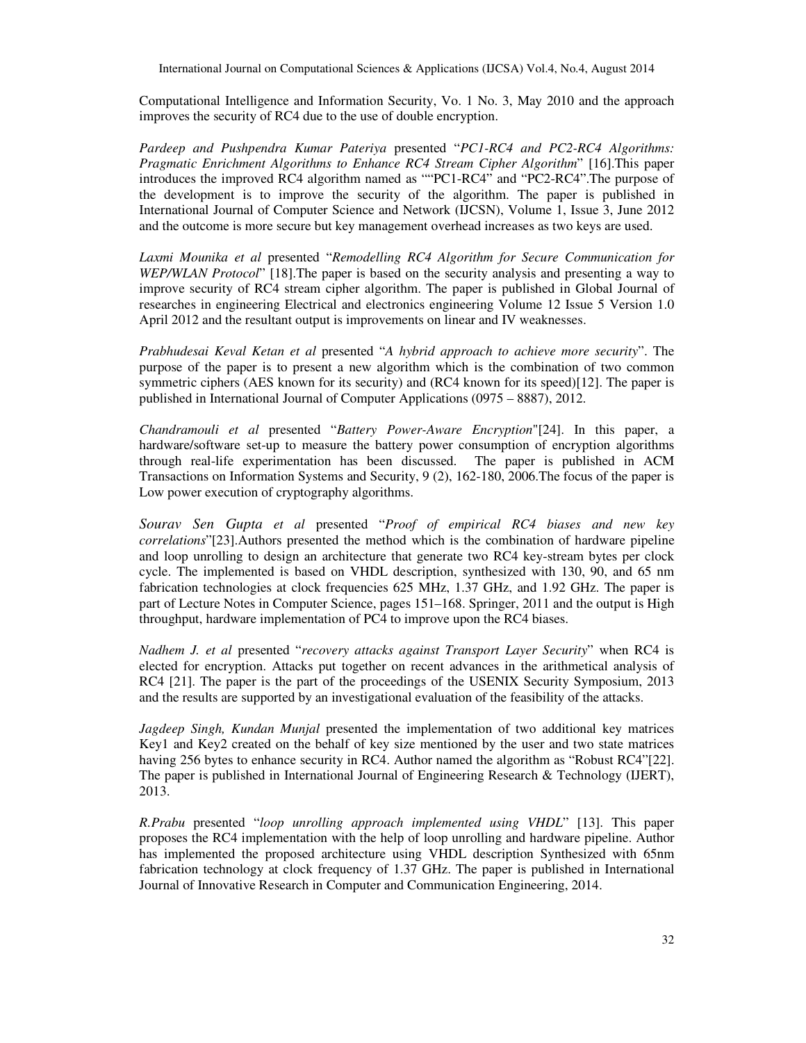Computational Intelligence and Information Security, Vo. 1 No. 3, May 2010 and the approach improves the security of RC4 due to the use of double encryption.

*Pardeep and Pushpendra Kumar Pateriya* presented "*PC1-RC4 and PC2-RC4 Algorithms: Pragmatic Enrichment Algorithms to Enhance RC4 Stream Cipher Algorithm*" [16].This paper introduces the improved RC4 algorithm named as ""PC1-RC4" and "PC2-RC4".The purpose of the development is to improve the security of the algorithm. The paper is published in International Journal of Computer Science and Network (IJCSN), Volume 1, Issue 3, June 2012 and the outcome is more secure but key management overhead increases as two keys are used.

*Laxmi Mounika et al* presented "*Remodelling RC4 Algorithm for Secure Communication for WEP/WLAN Protocol*" [18].The paper is based on the security analysis and presenting a way to improve security of RC4 stream cipher algorithm. The paper is published in Global Journal of researches in engineering Electrical and electronics engineering Volume 12 Issue 5 Version 1.0 April 2012 and the resultant output is improvements on linear and IV weaknesses.

*Prabhudesai Keval Ketan et al* presented "*A hybrid approach to achieve more security*". The purpose of the paper is to present a new algorithm which is the combination of two common symmetric ciphers (AES known for its security) and (RC4 known for its speed)[12]. The paper is published in International Journal of Computer Applications (0975 – 8887), 2012.

*Chandramouli et al* presented "*Battery Power-Aware Encryption*"[24]. In this paper, a hardware/software set-up to measure the battery power consumption of encryption algorithms through real-life experimentation has been discussed. The paper is published in ACM Transactions on Information Systems and Security, 9 (2), 162-180, 2006.The focus of the paper is Low power execution of cryptography algorithms.

*Sourav Sen Gupta et al* presented "*Proof of empirical RC4 biases and new key correlations*"[23].Authors presented the method which is the combination of hardware pipeline and loop unrolling to design an architecture that generate two RC4 key-stream bytes per clock cycle. The implemented is based on VHDL description, synthesized with 130, 90, and 65 nm fabrication technologies at clock frequencies 625 MHz, 1.37 GHz, and 1.92 GHz. The paper is part of Lecture Notes in Computer Science, pages 151–168. Springer, 2011 and the output is High throughput, hardware implementation of PC4 to improve upon the RC4 biases.

*Nadhem J. et al* presented "*recovery attacks against Transport Layer Security*" when RC4 is elected for encryption. Attacks put together on recent advances in the arithmetical analysis of RC4 [21]. The paper is the part of the proceedings of the USENIX Security Symposium, 2013 and the results are supported by an investigational evaluation of the feasibility of the attacks.

*Jagdeep Singh, Kundan Munjal* presented the implementation of two additional key matrices Key1 and Key2 created on the behalf of key size mentioned by the user and two state matrices having 256 bytes to enhance security in RC4. Author named the algorithm as "Robust RC4"[22]. The paper is published in International Journal of Engineering Research & Technology (IJERT), 2013.

*R.Prabu* presented "*loop unrolling approach implemented using VHDL*" [13]. This paper proposes the RC4 implementation with the help of loop unrolling and hardware pipeline. Author has implemented the proposed architecture using VHDL description Synthesized with 65nm fabrication technology at clock frequency of 1.37 GHz. The paper is published in International Journal of Innovative Research in Computer and Communication Engineering, 2014.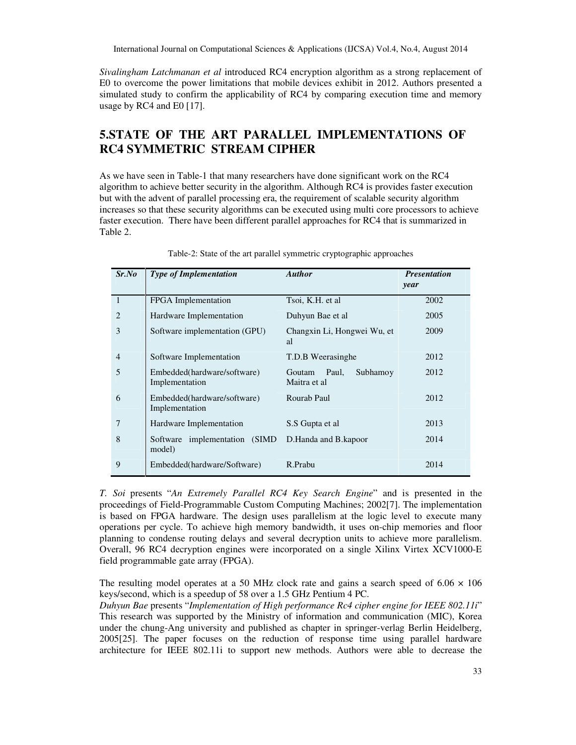*Sivalingham Latchmanan et al* introduced RC4 encryption algorithm as a strong replacement of E0 to overcome the power limitations that mobile devices exhibit in 2012. Authors presented a simulated study to confirm the applicability of RC4 by comparing execution time and memory usage by RC4 and E0 [17].

## 5.STATE OF THE ART PARALLEL IMPLEMENTATIONS OF RC4 SYMMETRIC STREAM CIPHER

As we have seen in Table-1 that many researchers have done significant work on the RC4 algorithm to achieve better security in the algorithm. Although RC4 is provides faster execution but with the advent of parallel processing era, the requirement of scalable security algorithm increases so that these security algorithms can be executed using multi core processors to achieve faster execution. There have been different parallel approaches for RC4 that is summarized in Table 2.

Table-2: State of the art parallel symmetric cryptographic approaches

| *Sr.No* | *Type of Implementation* | *Author* | *Presentation year* |
|---|---|---|---|
| 1 | FPGA Implementation | Tsoi, K.H. et al | 2002 |
| 2 | Hardware Implementation | Duhyun Bae et al | 2005 |
| 3 | Software implementation (GPU) | Changxin Li, Hongwei Wu, et al | 2009 |
| 4 | Software Implementation | T.D.B Weerasinghe | 2012 |
| 5 | Embedded(hardware/software) Implementation | Goutam Paul, Subhamoy Maitra et al | 2012 |
| 6 | Embedded(hardware/software) Implementation | Rourab Paul | 2012 |
| 7 | Hardware Implementation | S.S Gupta et al | 2013 |
| 8 | Software implementation (SIMD model) | D.Handa and B.kapoor | 2014 |
| 9 | Embedded(hardware/Software) | R.Prabu | 2014 |

*T. Soi* presents "*An Extremely Parallel RC4 Key Search Engine*" and is presented in the proceedings of Field-Programmable Custom Computing Machines; 2002[7]. The implementation is based on FPGA hardware. The design uses parallelism at the logic level to execute many operations per cycle. To achieve high memory bandwidth, it uses on-chip memories and floor planning to condense routing delays and several decryption units to achieve more parallelism. Overall, 96 RC4 decryption engines were incorporated on a single Xilinx Virtex XCV1000-E field programmable gate array (FPGA).

The resulting model operates at a 50 MHz clock rate and gains a search speed of $6.06 \times 106$ keys/second, which is a speedup of 58 over a 1.5 GHz Pentium 4 PC.

*Duhyun Bae* presents "*Implementation of High performance Rc4 cipher engine for IEEE 802.11i*" This research was supported by the Ministry of information and communication (MIC), Korea under the chung-Ang university and published as chapter in springer-verlag Berlin Heidelberg, 2005[25]. The paper focuses on the reduction of response time using parallel hardware architecture for IEEE 802.11i to support new methods. Authors were able to decrease the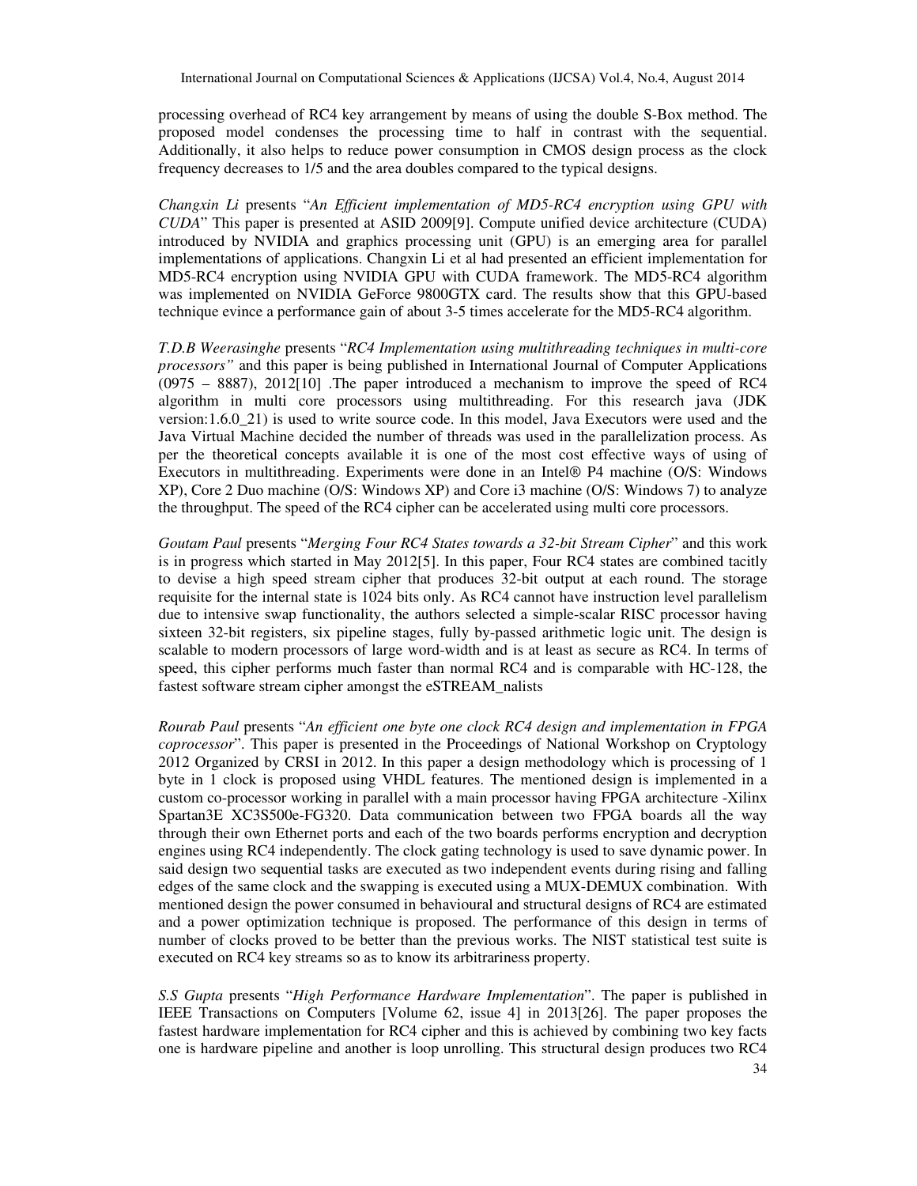processing overhead of RC4 key arrangement by means of using the double S-Box method. The proposed model condenses the processing time to half in contrast with the sequential. Additionally, it also helps to reduce power consumption in CMOS design process as the clock frequency decreases to 1/5 and the area doubles compared to the typical designs.

*Changxin Li* presents "*An Efficient implementation of MD5-RC4 encryption using GPU with CUDA*" This paper is presented at ASID 2009[9]. Compute unified device architecture (CUDA) introduced by NVIDIA and graphics processing unit (GPU) is an emerging area for parallel implementations of applications. Changxin Li et al had presented an efficient implementation for MD5-RC4 encryption using NVIDIA GPU with CUDA framework. The MD5-RC4 algorithm was implemented on NVIDIA GeForce 9800GTX card. The results show that this GPU-based technique evince a performance gain of about 3-5 times accelerate for the MD5-RC4 algorithm.

*T.D.B Weerasinghe* presents "*RC4 Implementation using multithreading techniques in multi-core processors"* and this paper is being published in International Journal of Computer Applications (0975 – 8887), 2012[10] .The paper introduced a mechanism to improve the speed of RC4 algorithm in multi core processors using multithreading. For this research java (JDK version:1.6.0_21) is used to write source code. In this model, Java Executors were used and the Java Virtual Machine decided the number of threads was used in the parallelization process. As per the theoretical concepts available it is one of the most cost effective ways of using of Executors in multithreading. Experiments were done in an Intel® P4 machine (O/S: Windows XP), Core 2 Duo machine (O/S: Windows XP) and Core i3 machine (O/S: Windows 7) to analyze the throughput. The speed of the RC4 cipher can be accelerated using multi core processors.

*Goutam Paul* presents "*Merging Four RC4 States towards a 32-bit Stream Cipher*" and this work is in progress which started in May 2012[5]. In this paper, Four RC4 states are combined tacitly to devise a high speed stream cipher that produces 32-bit output at each round. The storage requisite for the internal state is 1024 bits only. As RC4 cannot have instruction level parallelism due to intensive swap functionality, the authors selected a simple-scalar RISC processor having sixteen 32-bit registers, six pipeline stages, fully by-passed arithmetic logic unit. The design is scalable to modern processors of large word-width and is at least as secure as RC4. In terms of speed, this cipher performs much faster than normal RC4 and is comparable with HC-128, the fastest software stream cipher amongst the eSTREAM_nalists

*Rourab Paul* presents "*An efficient one byte one clock RC4 design and implementation in FPGA coprocessor*". This paper is presented in the Proceedings of National Workshop on Cryptology 2012 Organized by CRSI in 2012. In this paper a design methodology which is processing of 1 byte in 1 clock is proposed using VHDL features. The mentioned design is implemented in a custom co-processor working in parallel with a main processor having FPGA architecture -Xilinx Spartan3E XC3S500e-FG320. Data communication between two FPGA boards all the way through their own Ethernet ports and each of the two boards performs encryption and decryption engines using RC4 independently. The clock gating technology is used to save dynamic power. In said design two sequential tasks are executed as two independent events during rising and falling edges of the same clock and the swapping is executed using a MUX-DEMUX combination. With mentioned design the power consumed in behavioural and structural designs of RC4 are estimated and a power optimization technique is proposed. The performance of this design in terms of number of clocks proved to be better than the previous works. The NIST statistical test suite is executed on RC4 key streams so as to know its arbitrariness property.

*S.S Gupta* presents "*High Performance Hardware Implementation*". The paper is published in IEEE Transactions on Computers [Volume 62, issue 4] in 2013[26]. The paper proposes the fastest hardware implementation for RC4 cipher and this is achieved by combining two key facts one is hardware pipeline and another is loop unrolling. This structural design produces two RC4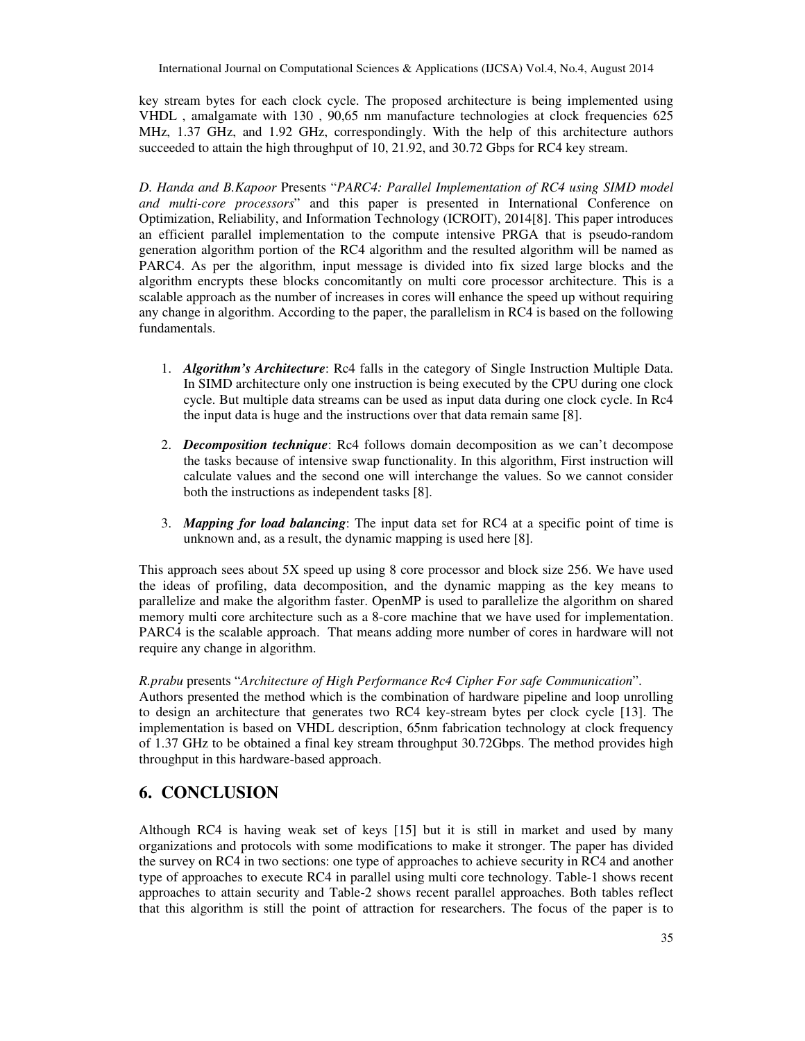key stream bytes for each clock cycle. The proposed architecture is being implemented using VHDL , amalgamate with 130 , 90,65 nm manufacture technologies at clock frequencies 625 MHz, 1.37 GHz, and 1.92 GHz, correspondingly. With the help of this architecture authors succeeded to attain the high throughput of 10, 21.92, and 30.72 Gbps for RC4 key stream.

*D. Handa and B.Kapoor* Presents "*PARC4: Parallel Implementation of RC4 using SIMD model and multi-core processors*" and this paper is presented in International Conference on Optimization, Reliability, and Information Technology (ICROIT), 2014[8]. This paper introduces an efficient parallel implementation to the compute intensive PRGA that is pseudo-random generation algorithm portion of the RC4 algorithm and the resulted algorithm will be named as PARC4. As per the algorithm, input message is divided into fix sized large blocks and the algorithm encrypts these blocks concomitantly on multi core processor architecture. This is a scalable approach as the number of increases in cores will enhance the speed up without requiring any change in algorithm. According to the paper, the parallelism in RC4 is based on the following fundamentals.

1. ***Algorithm's Architecture***: Rc4 falls in the category of Single Instruction Multiple Data. In SIMD architecture only one instruction is being executed by the CPU during one clock cycle. But multiple data streams can be used as input data during one clock cycle. In Rc4 the input data is huge and the instructions over that data remain same [8].
2. ***Decomposition technique***: Rc4 follows domain decomposition as we can't decompose the tasks because of intensive swap functionality. In this algorithm, First instruction will calculate values and the second one will interchange the values. So we cannot consider both the instructions as independent tasks [8].
3. ***Mapping for load balancing***: The input data set for RC4 at a specific point of time is unknown and, as a result, the dynamic mapping is used here [8].

This approach sees about 5X speed up using 8 core processor and block size 256. We have used the ideas of profiling, data decomposition, and the dynamic mapping as the key means to parallelize and make the algorithm faster. OpenMP is used to parallelize the algorithm on shared memory multi core architecture such as a 8-core machine that we have used for implementation. PARC4 is the scalable approach. That means adding more number of cores in hardware will not require any change in algorithm.

*R.prabu* presents "*Architecture of High Performance Rc4 Cipher For safe Communication*".
Authors presented the method which is the combination of hardware pipeline and loop unrolling to design an architecture that generates two RC4 key-stream bytes per clock cycle [13]. The implementation is based on VHDL description, 65nm fabrication technology at clock frequency of 1.37 GHz to be obtained a final key stream throughput 30.72Gbps. The method provides high throughput in this hardware-based approach.

## 6. CONCLUSION

Although RC4 is having weak set of keys [15] but it is still in market and used by many organizations and protocols with some modifications to make it stronger. The paper has divided the survey on RC4 in two sections: one type of approaches to achieve security in RC4 and another type of approaches to execute RC4 in parallel using multi core technology. Table-1 shows recent approaches to attain security and Table-2 shows recent parallel approaches. Both tables reflect that this algorithm is still the point of attraction for researchers. The focus of the paper is to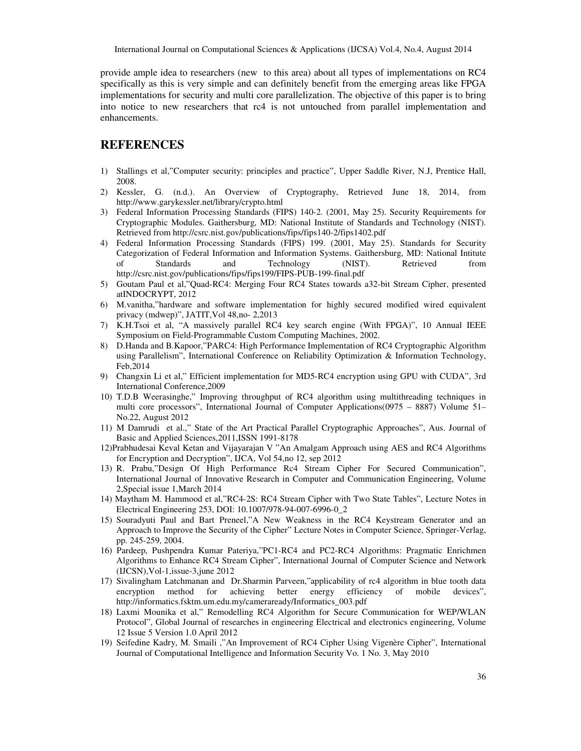provide ample idea to researchers (new to this area) about all types of implementations on RC4 specifically as this is very simple and can definitely benefit from the emerging areas like FPGA implementations for security and multi core parallelization. The objective of this paper is to bring into notice to new researchers that rc4 is not untouched from parallel implementation and enhancements.

## REFERENCES

1) Stallings et al,"Computer security: principles and practice", Upper Saddle River, N.J, Prentice Hall, 2008.
2) Kessler, G. (n.d.). An Overview of Cryptography, Retrieved June 18, 2014, from http://www.garykessler.net/library/crypto.html
3) Federal Information Processing Standards (FIPS) 140-2. (2001, May 25). Security Requirements for Cryptographic Modules. Gaithersburg, MD: National Institute of Standards and Technology (NIST). Retrieved from http://csrc.nist.gov/publications/fips/fips140-2/fips1402.pdf
4) Federal Information Processing Standards (FIPS) 199. (2001, May 25). Standards for Security Categorization of Federal Information and Information Systems. Gaithersburg, MD: National Intitute of Standards and Technology (NIST). Retrieved from http://csrc.nist.gov/publications/fips/fips199/FIPS-PUB-199-final.pdf
5) Goutam Paul et al,"Quad-RC4: Merging Four RC4 States towards a32-bit Stream Cipher, presented atINDOCRYPT, 2012
6) M.vanitha,"hardware and software implementation for highly secured modified wired equivalent privacy (mdwep)", JATIT,Vol 48,no- 2,2013
7) K.H.Tsoi et al, "A massively parallel RC4 key search engine (With FPGA)", 10 Annual IEEE Symposium on Field-Programmable Custom Computing Machines, 2002.
8) D.Handa and B.Kapoor,"PARC4: High Performance Implementation of RC4 Cryptographic Algorithm using Parallelism", International Conference on Reliability Optimization & Information Technology, Feb,2014
9) Changxin Li et al," Efficient implementation for MD5-RC4 encryption using GPU with CUDA", 3rd International Conference,2009
10) T.D.B Weerasinghe," Improving throughput of RC4 algorithm using multithreading techniques in multi core processors", International Journal of Computer Applications(0975 – 8887) Volume 51– No.22, August 2012
11) M Damrudi et al.," State of the Art Practical Parallel Cryptographic Approaches", Aus. Journal of Basic and Applied Sciences,2011,ISSN 1991-8178
12) Prabhudesai Keval Ketan and Vijayarajan V "An Amalgam Approach using AES and RC4 Algorithms for Encryption and Decryption", IJCA, Vol 54,no 12, sep 2012
13) R. Prabu,"Design Of High Performance Rc4 Stream Cipher For Secured Communication", International Journal of Innovative Research in Computer and Communication Engineering, Volume 2,Special issue 1,March 2014
14) Maytham M. Hammood et al,"RC4-2S: RC4 Stream Cipher with Two State Tables", Lecture Notes in Electrical Engineering 253, DOI: 10.1007/978-94-007-6996-0_2
15) Souradyuti Paul and Bart Preneel,"A New Weakness in the RC4 Keystream Generator and an Approach to Improve the Security of the Cipher" Lecture Notes in Computer Science, Springer-Verlag, pp. 245-259, 2004.
16) Pardeep, Pushpendra Kumar Pateriya,"PC1-RC4 and PC2-RC4 Algorithms: Pragmatic Enrichmen Algorithms to Enhance RC4 Stream Cipher", International Journal of Computer Science and Network (IJCSN),Vol-1,issue-3,june 2012
17) Sivalingham Latchmanan and Dr.Sharmin Parveen,"applicability of rc4 algorithm in blue tooth data encryption method for achieving better energy efficiency of mobile devices", http://informatics.fsktm.um.edu.my/cameraready/Informatics_003.pdf
18) Laxmi Mounika et al," Remodelling RC4 Algorithm for Secure Communication for WEP/WLAN Protocol", Global Journal of researches in engineering Electrical and electronics engineering, Volume 12 Issue 5 Version 1.0 April 2012
19) Seifedine Kadry, M. Smaili ,"An Improvement of RC4 Cipher Using Vigenère Cipher", International Journal of Computational Intelligence and Information Security Vo. 1 No. 3, May 2010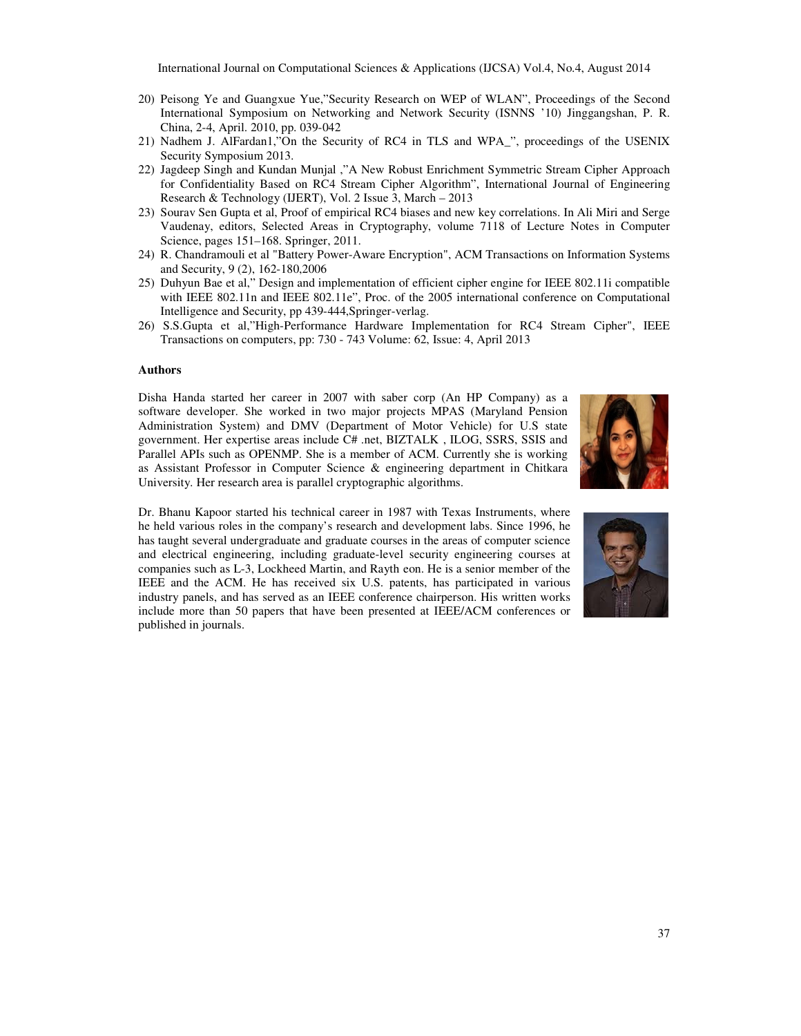20) Peisong Ye and Guangxue Yue,"Security Research on WEP of WLAN", Proceedings of the Second International Symposium on Networking and Network Security (ISNNS '10) Jinggangshan, P. R. China, 2-4, April. 2010, pp. 039-042
21) Nadhem J. AlFardan1,"On the Security of RC4 in TLS and WPA_", proceedings of the USENIX Security Symposium 2013.
22) Jagdeep Singh and Kundan Munjal ,"A New Robust Enrichment Symmetric Stream Cipher Approach for Confidentiality Based on RC4 Stream Cipher Algorithm", International Journal of Engineering Research & Technology (IJERT), Vol. 2 Issue 3, March – 2013
23) Sourav Sen Gupta et al, Proof of empirical RC4 biases and new key correlations. In Ali Miri and Serge Vaudenay, editors, Selected Areas in Cryptography, volume 7118 of Lecture Notes in Computer Science, pages 151–168. Springer, 2011.
24) R. Chandramouli et al "Battery Power-Aware Encryption", ACM Transactions on Information Systems and Security, 9 (2), 162-180,2006
25) Duhyun Bae et al," Design and implementation of efficient cipher engine for IEEE 802.11i compatible with IEEE 802.11n and IEEE 802.11e", Proc. of the 2005 international conference on Computational Intelligence and Security, pp 439-444,Springer-verlag.
26) S.S.Gupta et al,"High-Performance Hardware Implementation for RC4 Stream Cipher", IEEE Transactions on computers, pp: 730 - 743 Volume: 62, Issue: 4, April 2013

**Authors**

Disha Handa started her career in 2007 with saber corp (An HP Company) as a software developer. She worked in two major projects MPAS (Maryland Pension Administration System) and DMV (Department of Motor Vehicle) for U.S state government. Her expertise areas include C# .net, BIZTALK , ILOG, SSRS, SSIS and Parallel APIs such as OPENMP. She is a member of ACM. Currently she is working as Assistant Professor in Computer Science & engineering department in Chitkara University. Her research area is parallel cryptographic algorithms.

Dr. Bhanu Kapoor started his technical career in 1987 with Texas Instruments, where he held various roles in the company's research and development labs. Since 1996, he has taught several undergraduate and graduate courses in the areas of computer science and electrical engineering, including graduate-level security engineering courses at companies such as L-3, Lockheed Martin, and Rayth eon. He is a senior member of the IEEE and the ACM. He has received six U.S. patents, has participated in various industry panels, and has served as an IEEE conference chairperson. His written works include more than 50 papers that have been presented at IEEE/ACM conferences or published in journals.